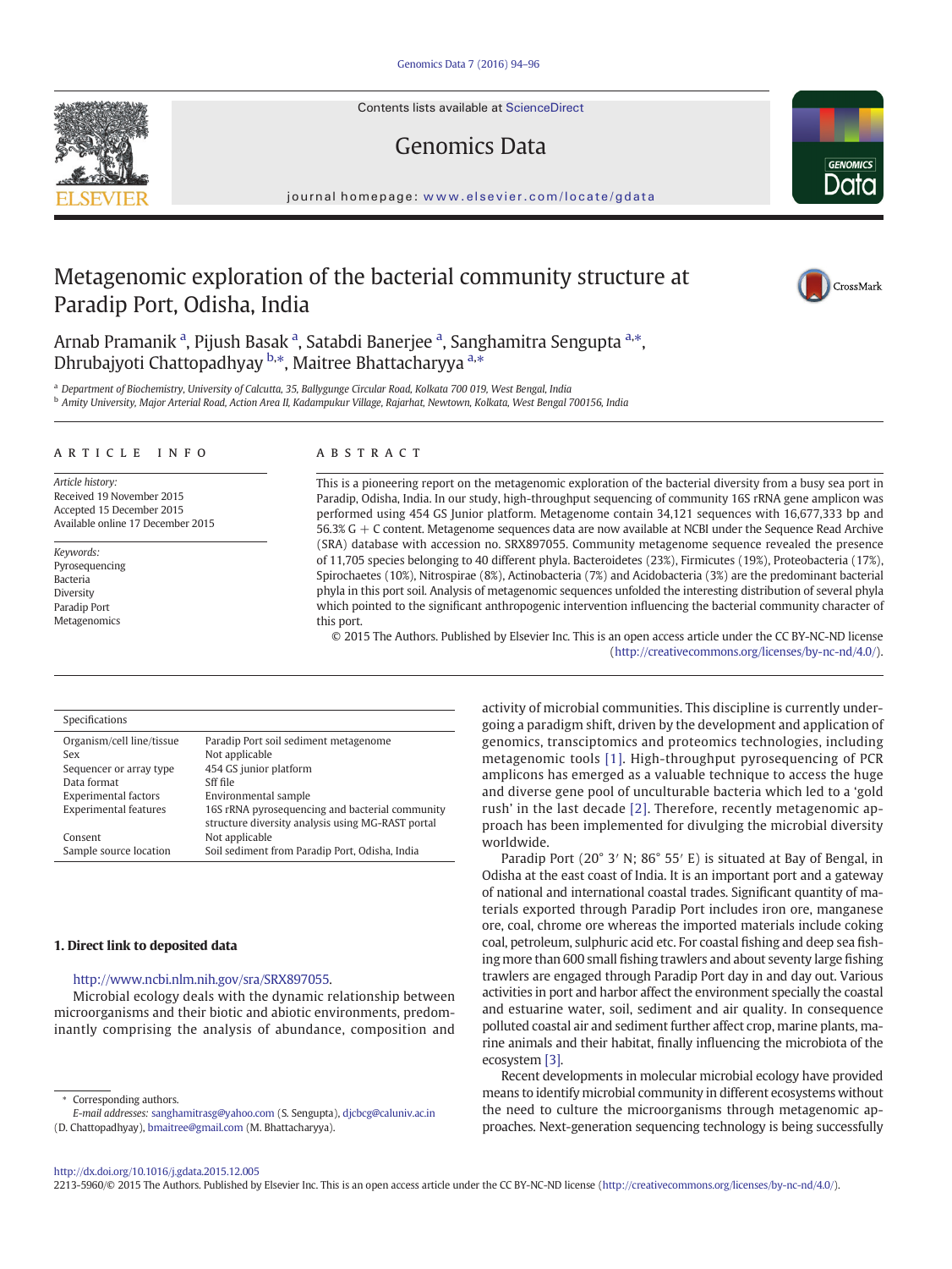# Metagenomic exploration of the bacterial community structure at Paradip Port, Odisha, India

Arnab Pramanik [a], Pijush Basak [a], Satabdi Banerjee [a], Sanghamitra Sengupta [a,*], Dhrubajyoti Chattopadhyay [b,*], Maitree Bhattacharyya [a,*]

[a] Department of Biochemistry, University of Calcutta, 35, Ballygunge Circular Road, Kolkata 700 019, West Bengal, India
[b] Amity University, Major Arterial Road, Action Area II, Kadampukur Village, Rajarhat, Newtown, Kolkata, West Bengal 700156, India

## ARTICLE INFO

*Article history:*
Received 19 November 2015
Accepted 15 December 2015
Available online 17 December 2015

*Keywords:*
Pyrosequencing
Bacteria
Diversity
Paradip Port
Metagenomics

## ABSTRACT

This is a pioneering report on the metagenomic exploration of the bacterial diversity from a busy sea port in Paradip, Odisha, India. In our study, high-throughput sequencing of community 16S rRNA gene amplicon was performed using 454 GS Junior platform. Metagenome contain 34,121 sequences with 16,677,333 bp and 56.3% G + C content. Metagenome sequences data are now available at NCBI under the Sequence Read Archive (SRA) database with accession no. SRX897055. Community metagenome sequence revealed the presence of 11,705 species belonging to 40 different phyla. Bacteroidetes (23%), Firmicutes (19%), Proteobacteria (17%), Spirochaetes (10%), Nitrospirae (8%), Actinobacteria (7%) and Acidobacteria (3%) are the predominant bacterial phyla in this port soil. Analysis of metagenomic sequences unfolded the interesting distribution of several phyla which pointed to the significant anthropogenic intervention influencing the bacterial community character of this port.

© 2015 The Authors. Published by Elsevier Inc. This is an open access article under the CC BY-NC-ND license (http://creativecommons.org/licenses/by-nc-nd/4.0/).

| Specifications | |
|---|---|
| Organism/cell line/tissue | Paradip Port soil sediment metagenome |
| Sex | Not applicable |
| Sequencer or array type | 454 GS junior platform |
| Data format | Sff file |
| Experimental factors | Environmental sample |
| Experimental features | 16S rRNA pyrosequencing and bacterial community structure diversity analysis using MG-RAST portal |
| Consent | Not applicable |
| Sample source location | Soil sediment from Paradip Port, Odisha, India |

## 1. Direct link to deposited data

http://www.ncbi.nlm.nih.gov/sra/SRX897055.

Microbial ecology deals with the dynamic relationship between microorganisms and their biotic and abiotic environments, predominantly comprising the analysis of abundance, composition and activity of microbial communities. This discipline is currently undergoing a paradigm shift, driven by the development and application of genomics, transcriptomics and proteomics technologies, including metagenomic tools [1]. High-throughput pyrosequencing of PCR amplicons has emerged as a valuable technique to access the huge and diverse gene pool of unculturable bacteria which led to a 'gold rush' in the last decade [2]. Therefore, recently metagenomic approach has been implemented for divulging the microbial diversity worldwide.

Paradip Port (20° 3′ N; 86° 55′ E) is situated at Bay of Bengal, in Odisha at the east coast of India. It is an important port and a gateway of national and international coastal trades. Significant quantity of materials exported through Paradip Port includes iron ore, manganese ore, coal, chrome ore whereas the imported materials include coking coal, petroleum, sulphuric acid etc. For coastal fishing and deep sea fishing more than 600 small fishing trawlers and about seventy large fishing trawlers are engaged through Paradip Port day in and day out. Various activities in port and harbor affect the environment specially the coastal and estuarine water, soil, sediment and air quality. In consequence polluted coastal air and sediment further affect crop, marine plants, marine animals and their habitat, finally influencing the microbiota of the ecosystem [3].

Recent developments in molecular microbial ecology have provided means to identify microbial community in different ecosystems without the need to culture the microorganisms through metagenomic approaches. Next-generation sequencing technology is being successfully

* Corresponding authors.
*E-mail addresses:* sanghamitrasg@yahoo.com (S. Sengupta), djcbcg@caluniv.ac.in (D. Chattopadhyay), bmaitree@gmail.com (M. Bhattacharyya).

http://dx.doi.org/10.1016/j.gdata.2015.12.005
2213-5960/© 2015 The Authors. Published by Elsevier Inc. This is an open access article under the CC BY-NC-ND license (http://creativecommons.org/licenses/by-nc-nd/4.0/).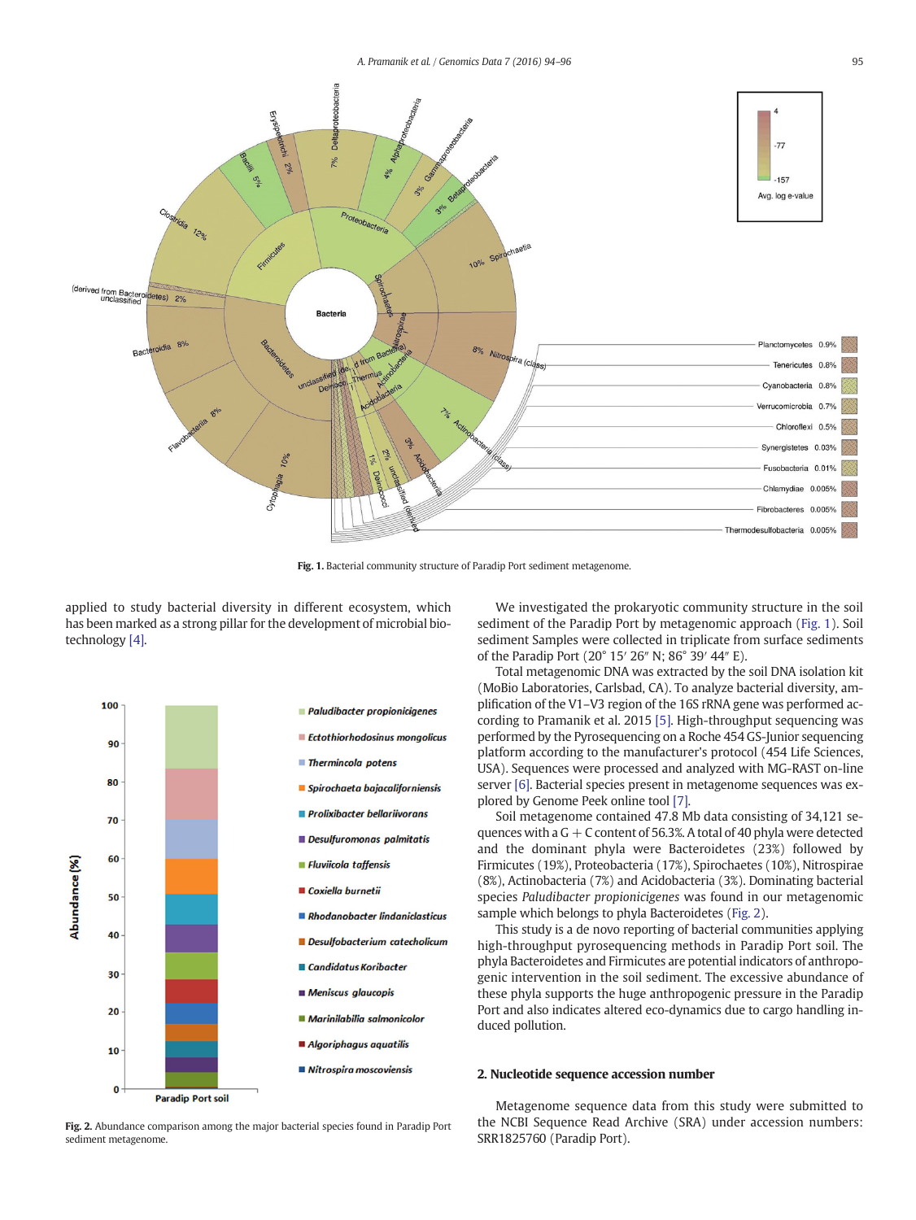Fig. 1. Bacterial community structure of Paradip Port sediment metagenome.

applied to study bacterial diversity in different ecosystem, which has been marked as a strong pillar for the development of microbial biotechnology [4].

Fig. 2. Abundance comparison among the major bacterial species found in Paradip Port sediment metagenome.

We investigated the prokaryotic community structure in the soil sediment of the Paradip Port by metagenomic approach (Fig. 1). Soil sediment Samples were collected in triplicate from surface sediments of the Paradip Port (20° 15′ 26″ N; 86° 39′ 44″ E).

Total metagenomic DNA was extracted by the soil DNA isolation kit (MoBio Laboratories, Carlsbad, CA). To analyze bacterial diversity, amplification of the V1–V3 region of the 16S rRNA gene was performed according to Pramanik et al. 2015 [5]. High-throughput sequencing was performed by the Pyrosequencing on a Roche 454 GS-Junior sequencing platform according to the manufacturer's protocol (454 Life Sciences, USA). Sequences were processed and analyzed with MG-RAST on-line server [6]. Bacterial species present in metagenome sequences was explored by Genome Peek online tool [7].

Soil metagenome contained 47.8 Mb data consisting of 34,121 sequences with a G + C content of 56.3%. A total of 40 phyla were detected and the dominant phyla were Bacteroidetes (23%) followed by Firmicutes (19%), Proteobacteria (17%), Spirochaetes (10%), Nitrospirae (8%), Actinobacteria (7%) and Acidobacteria (3%). Dominating bacterial species *Paludibacter propionicigenes* was found in our metagenomic sample which belongs to phyla Bacteroidetes (Fig. 2).

This study is a de novo reporting of bacterial communities applying high-throughput pyrosequencing methods in Paradip Port soil. The phyla Bacteroidetes and Firmicutes are potential indicators of anthropogenic intervention in the soil sediment. The excessive abundance of these phyla supports the huge anthropogenic pressure in the Paradip Port and also indicates altered eco-dynamics due to cargo handling induced pollution.

## 2. Nucleotide sequence accession number

Metagenome sequence data from this study were submitted to the NCBI Sequence Read Archive (SRA) under accession numbers: SRR1825760 (Paradip Port).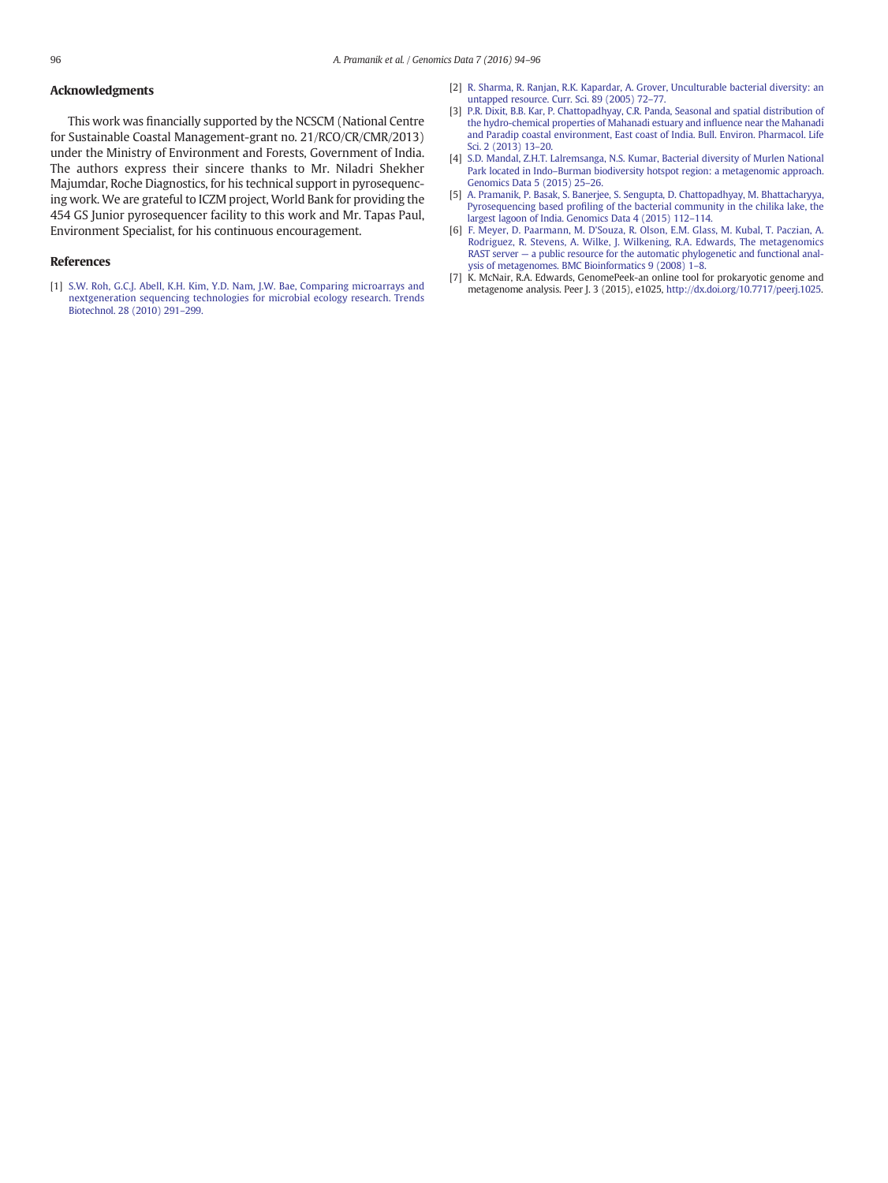## Acknowledgments

This work was financially supported by the NCSCM (National Centre for Sustainable Coastal Management-grant no. 21/RCO/CR/CMR/2013) under the Ministry of Environment and Forests, Government of India. The authors express their sincere thanks to Mr. Niladri Shekher Majumdar, Roche Diagnostics, for his technical support in pyrosequencing work. We are grateful to ICZM project, World Bank for providing the 454 GS Junior pyrosequencer facility to this work and Mr. Tapas Paul, Environment Specialist, for his continuous encouragement.

## References

[1] S.W. Roh, G.C.J. Abell, K.H. Kim, Y.D. Nam, J.W. Bae, Comparing microarrays and nextgeneration sequencing technologies for microbial ecology research. Trends Biotechnol. 28 (2010) 291–299.

[2] R. Sharma, R. Ranjan, R.K. Kapardar, A. Grover, Unculturable bacterial diversity: an untapped resource. Curr. Sci. 89 (2005) 72–77.

[3] P.R. Dixit, B.B. Kar, P. Chattopadhyay, C.R. Panda, Seasonal and spatial distribution of the hydro-chemical properties of Mahanadi estuary and influence near the Mahanadi and Paradip coastal environment, East coast of India. Bull. Environ. Pharmacol. Life Sci. 2 (2013) 13–20.

[4] S.D. Mandal, Z.H.T. Lalremsanga, N.S. Kumar, Bacterial diversity of Murlen National Park located in Indo–Burman biodiversity hotspot region: a metagenomic approach. Genomics Data 5 (2015) 25–26.

[5] A. Pramanik, P. Basak, S. Banerjee, S. Sengupta, D. Chattopadhyay, M. Bhattacharyya, Pyrosequencing based profiling of the bacterial community in the chilika lake, the largest lagoon of India. Genomics Data 4 (2015) 112–114.

[6] F. Meyer, D. Paarmann, M. D'Souza, R. Olson, E.M. Glass, M. Kubal, T. Paczian, A. Rodriguez, R. Stevens, A. Wilke, J. Wilkening, R.A. Edwards, The metagenomics RAST server — a public resource for the automatic phylogenetic and functional analysis of metagenomes. BMC Bioinformatics 9 (2008) 1–8.

[7] K. McNair, R.A. Edwards, GenomePeek-an online tool for prokaryotic genome and metagenome analysis. Peer J. 3 (2015), e1025, http://dx.doi.org/10.7717/peerj.1025.